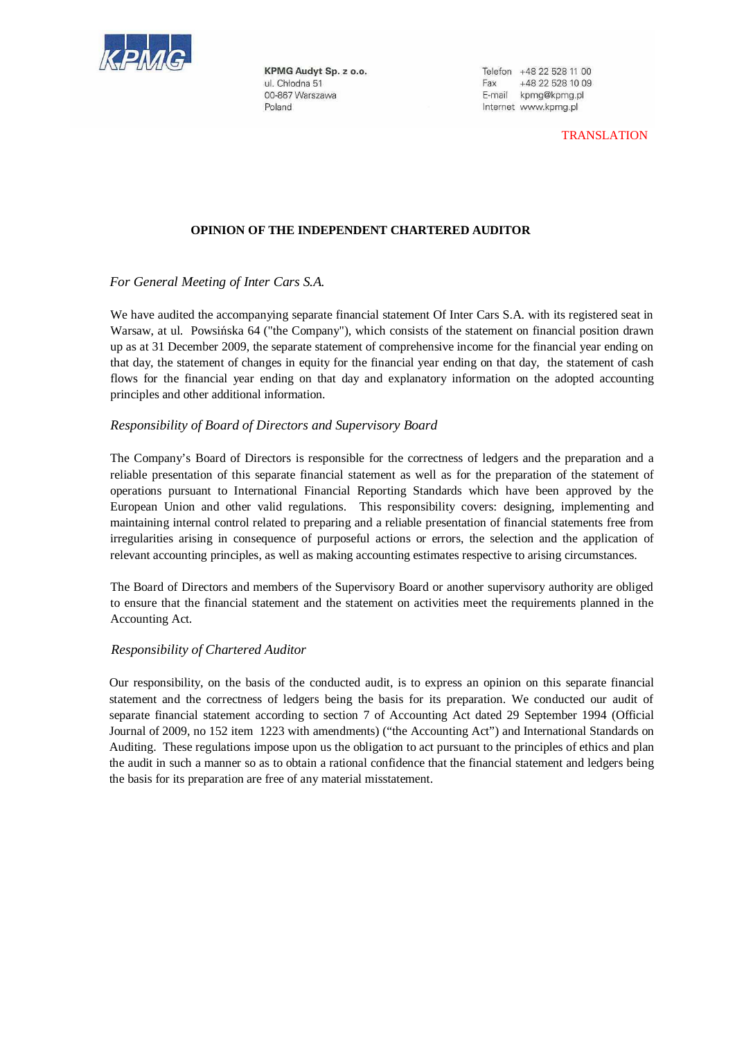KPMG Audyt Sp. z o.o.
ul. Chłodna 51
00-867 Warszawa
Poland

Telefon +48 22 528 11 00
Fax +48 22 528 10 09
E-mail kpmg@kpmg.pl
Internet www.kpmg.pl

TRANSLATION

**OPINION OF THE INDEPENDENT CHARTERED AUDITOR**

*For General Meeting of Inter Cars S.A.*

We have audited the accompanying separate financial statement Of Inter Cars S.A. with its registered seat in Warsaw, at ul. Powsińska 64 ("the Company"), which consists of the statement on financial position drawn up as at 31 December 2009, the separate statement of comprehensive income for the financial year ending on that day, the statement of changes in equity for the financial year ending on that day, the statement of cash flows for the financial year ending on that day and explanatory information on the adopted accounting principles and other additional information.

*Responsibility of Board of Directors and Supervisory Board*

The Company's Board of Directors is responsible for the correctness of ledgers and the preparation and a reliable presentation of this separate financial statement as well as for the preparation of the statement of operations pursuant to International Financial Reporting Standards which have been approved by the European Union and other valid regulations. This responsibility covers: designing, implementing and maintaining internal control related to preparing and a reliable presentation of financial statements free from irregularities arising in consequence of purposeful actions or errors, the selection and the application of relevant accounting principles, as well as making accounting estimates respective to arising circumstances.

The Board of Directors and members of the Supervisory Board or another supervisory authority are obliged to ensure that the financial statement and the statement on activities meet the requirements planned in the Accounting Act.

*Responsibility of Chartered Auditor*

Our responsibility, on the basis of the conducted audit, is to express an opinion on this separate financial statement and the correctness of ledgers being the basis for its preparation. We conducted our audit of separate financial statement according to section 7 of Accounting Act dated 29 September 1994 (Official Journal of 2009, no 152 item 1223 with amendments) ("the Accounting Act") and International Standards on Auditing. These regulations impose upon us the obligation to act pursuant to the principles of ethics and plan the audit in such a manner so as to obtain a rational confidence that the financial statement and ledgers being the basis for its preparation are free of any material misstatement.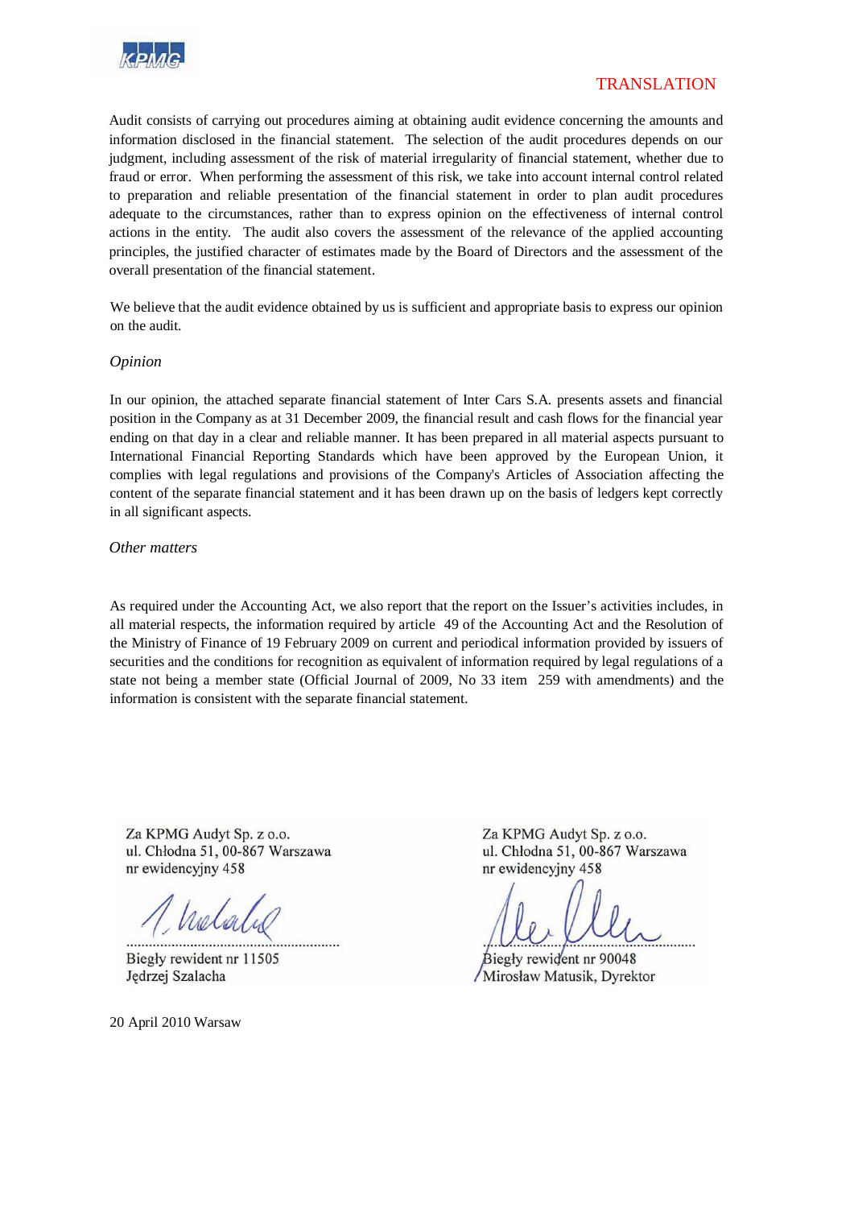TRANSLATION

Audit consists of carrying out procedures aiming at obtaining audit evidence concerning the amounts and information disclosed in the financial statement. The selection of the audit procedures depends on our judgment, including assessment of the risk of material irregularity of financial statement, whether due to fraud or error. When performing the assessment of this risk, we take into account internal control related to preparation and reliable presentation of the financial statement in order to plan audit procedures adequate to the circumstances, rather than to express opinion on the effectiveness of internal control actions in the entity. The audit also covers the assessment of the relevance of the applied accounting principles, the justified character of estimates made by the Board of Directors and the assessment of the overall presentation of the financial statement.

We believe that the audit evidence obtained by us is sufficient and appropriate basis to express our opinion on the audit.

*Opinion*

In our opinion, the attached separate financial statement of Inter Cars S.A. presents assets and financial position in the Company as at 31 December 2009, the financial result and cash flows for the financial year ending on that day in a clear and reliable manner. It has been prepared in all material aspects pursuant to International Financial Reporting Standards which have been approved by the European Union, it complies with legal regulations and provisions of the Company's Articles of Association affecting the content of the separate financial statement and it has been drawn up on the basis of ledgers kept correctly in all significant aspects.

*Other matters*

As required under the Accounting Act, we also report that the report on the Issuer's activities includes, in all material respects, the information required by article 49 of the Accounting Act and the Resolution of the Ministry of Finance of 19 February 2009 on current and periodical information provided by issuers of securities and the conditions for recognition as equivalent of information required by legal regulations of a state not being a member state (Official Journal of 2009, No 33 item 259 with amendments) and the information is consistent with the separate financial statement.

Za KPMG Audyt Sp. z o.o.
ul. Chłodna 51, 00-867 Warszawa
nr ewidencyjny 458

.........................................................
Biegły rewident nr 11505
Jędrzej Szalacha

Za KPMG Audyt Sp. z o.o.
ul. Chłodna 51, 00-867 Warszawa
nr ewidencyjny 458

.........................................................
Biegły rewident nr 90048
Mirosław Matusik, Dyrektor

20 April 2010 Warsaw